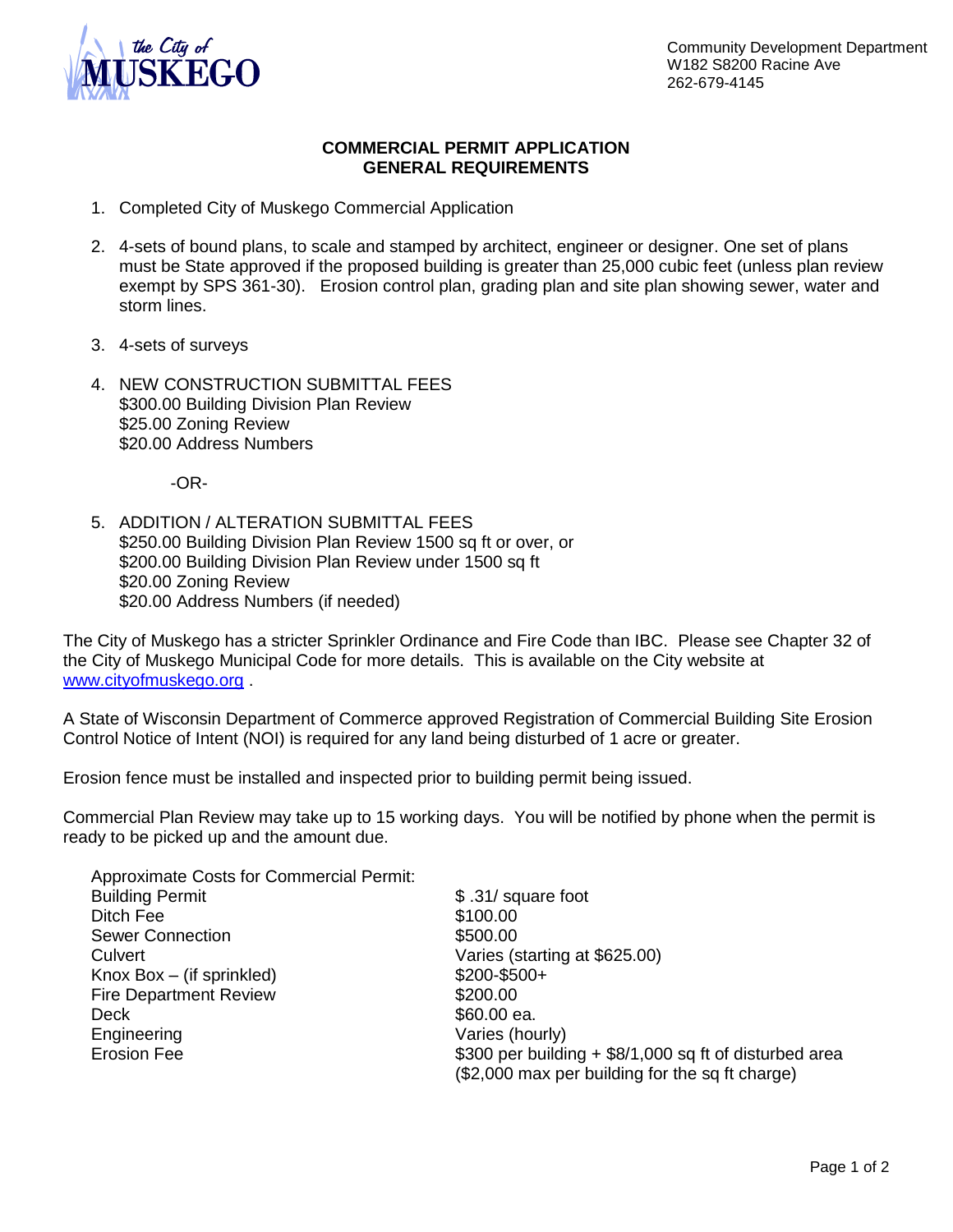the City of MUSKEGO

Community Development Department
W182 S8200 Racine Ave
262-679-4145

## COMMERCIAL PERMIT APPLICATION
## GENERAL REQUIREMENTS

1. Completed City of Muskego Commercial Application

2. 4-sets of bound plans, to scale and stamped by architect, engineer or designer. One set of plans must be State approved if the proposed building is greater than 25,000 cubic feet (unless plan review exempt by SPS 361-30). Erosion control plan, grading plan and site plan showing sewer, water and storm lines.

3. 4-sets of surveys

4. NEW CONSTRUCTION SUBMITTAL FEES
   $300.00 Building Division Plan Review
   $25.00 Zoning Review
   $20.00 Address Numbers

   -OR-

5. ADDITION / ALTERATION SUBMITTAL FEES
   $250.00 Building Division Plan Review 1500 sq ft or over, or
   $200.00 Building Division Plan Review under 1500 sq ft
   $20.00 Zoning Review
   $20.00 Address Numbers (if needed)

The City of Muskego has a stricter Sprinkler Ordinance and Fire Code than IBC. Please see Chapter 32 of the City of Muskego Municipal Code for more details. This is available on the City website at [www.cityofmuskego.org](http://www.cityofmuskego.org) .

A State of Wisconsin Department of Commerce approved Registration of Commercial Building Site Erosion Control Notice of Intent (NOI) is required for any land being disturbed of 1 acre or greater.

Erosion fence must be installed and inspected prior to building permit being issued.

Commercial Plan Review may take up to 15 working days. You will be notified by phone when the permit is ready to be picked up and the amount due.

Approximate Costs for Commercial Permit:

| | |
|---|---|
| Building Permit | $ .31/ square foot |
| Ditch Fee | $100.00 |
| Sewer Connection | $500.00 |
| Culvert | Varies (starting at $625.00) |
| Knox Box – (if sprinkled) | $200-$500+ |
| Fire Department Review | $200.00 |
| Deck | $60.00 ea. |
| Engineering | Varies (hourly) |
| Erosion Fee | $300 per building + $8/1,000 sq ft of disturbed area ($2,000 max per building for the sq ft charge) |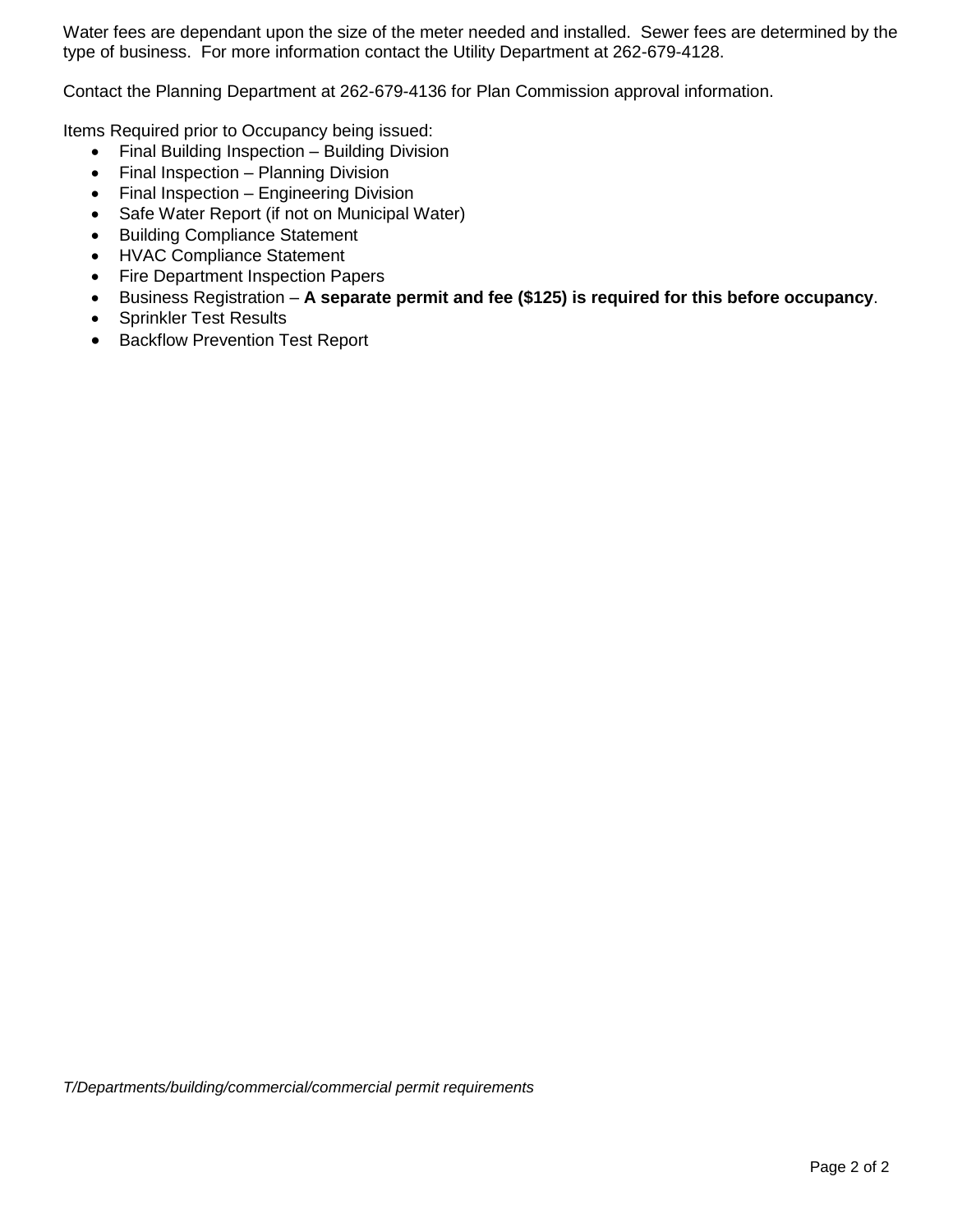Water fees are dependant upon the size of the meter needed and installed. Sewer fees are determined by the type of business. For more information contact the Utility Department at 262-679-4128.

Contact the Planning Department at 262-679-4136 for Plan Commission approval information.

Items Required prior to Occupancy being issued:

- Final Building Inspection – Building Division
- Final Inspection – Planning Division
- Final Inspection – Engineering Division
- Safe Water Report (if not on Municipal Water)
- Building Compliance Statement
- HVAC Compliance Statement
- Fire Department Inspection Papers
- Business Registration – **A separate permit and fee ($125) is required for this before occupancy**.
- Sprinkler Test Results
- Backflow Prevention Test Report

*T/Departments/building/commercial/commercial permit requirements*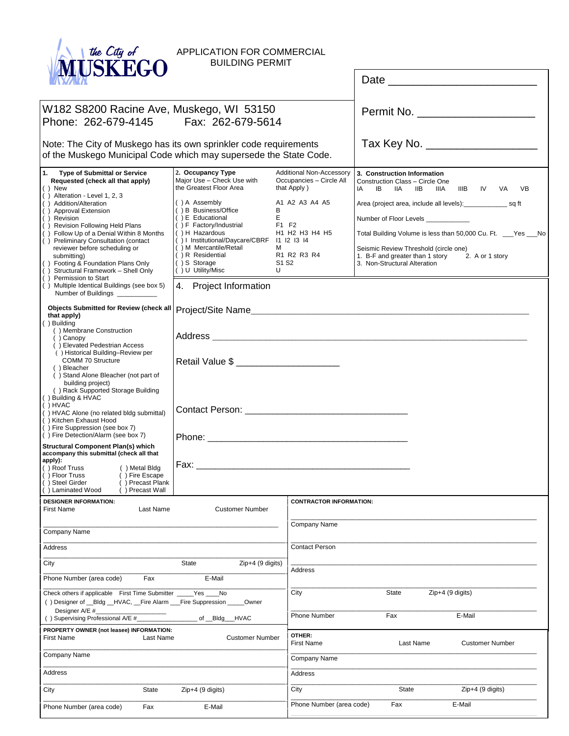the City of MUSKEGO

# APPLICATION FOR COMMERCIAL BUILDING PERMIT

Date ______________________

W182 S8200 Racine Ave, Muskego, WI 53150
Phone: 262-679-4145 Fax: 262-679-5614

Permit No. ___________________

Note: The City of Muskego has its own sprinkler code requirements of the Muskego Municipal Code which may supersede the State Code.

Tax Key No. __________________

**1. Type of Submittal or Service Requested (check all that apply)**

- ( ) New
- ( ) Alteration - Level 1, 2, 3
- ( ) Addition/Alteration
- ( ) Approval Extension
- ( ) Revision
- ( ) Revision Following Held Plans
- ( ) Follow Up of a Denial Within 8 Months
- ( ) Preliminary Consultation (contact reviewer before scheduling or submitting)
- ( ) Footing & Foundation Plans Only
- ( ) Structural Framework – Shell Only
- ( ) Permission to Start
- ( ) Multiple Identical Buildings (see box 5) Number of Buildings __________

**Objects Submitted for Review (check all that apply)**

- ( ) Building
  - ( ) Membrane Construction
  - ( ) Canopy
  - ( ) Elevated Pedestrian Access
  - ( ) Historical Building–Review per COMM 70 Structure
  - ( ) Bleacher
  - ( ) Stand Alone Bleacher (not part of building project)
  - ( ) Rack Supported Storage Building
- ( ) Building & HVAC
- ( ) HVAC
- ( ) HVAC Alone (no related bldg submittal)
- ( ) Kitchen Exhaust Hood
- ( ) Fire Suppression (see box 7)
- ( ) Fire Detection/Alarm (see box 7)

**Structural Component Plan(s) which accompany this submittal (check all that apply):**

| | |
|---|---|
| ( ) Roof Truss | ( ) Metal Bldg |
| ( ) Floor Truss | ( ) Fire Escape |
| ( ) Steel Girder | ( ) Precast Plank |
| ( ) Laminated Wood | ( ) Precast Wall |

**2. Occupancy Type**

| Major Use – Check Use with the Greatest Floor Area | Additional Non-Accessory Occupancies – Circle All that Apply ) |
|---|---|
| ( ) A Assembly | A1 A2 A3 A4 A5 |
| ( ) B Business/Office | B |
| ( ) E Educational | E |
| ( ) F Factory/Industrial | F1 F2 |
| ( ) H Hazardous | H1 H2 H3 H4 H5 |
| ( ) I Institutional/Daycare/CBRF | I1 I2 I3 I4 |
| ( ) M Mercantile/Retail | M |
| ( ) R Residential | R1 R2 R3 R4 |
| ( ) S Storage | S1 S2 |
| ( ) U Utility/Misc | U |

**3. Construction Information**

Construction Class – Circle One
IA IB IIA IIB IIIA IIIB IV VA VB

Area (project area, include all levels):___________ sq ft

Number of Floor Levels ___________

Total Building Volume is less than 50,000 Cu. Ft. ___Yes ___No

Seismic Review Threshold (circle one)
1. B-F and greater than 1 story 2. A or 1 story
3. Non-Structural Alteration

## 4. Project Information

Project/Site Name_____________________________________________________

Address _____________________________________________________________

Retail Value $ ___________________

Contact Person: ______________________________

Phone: _____________________________________

Fax: _______________________________________

**DESIGNER INFORMATION:**

First Name Last Name Customer Number
_____________________________________________
Company Name
_____________________________________________
Address
_____________________________________________
City State Zip+4 (9 digits)
_____________________________________________
Phone Number (area code) Fax E-Mail
_____________________________________________
Check others if applicable First Time Submitter _____Yes ____No
( ) Designer of __Bldg __HVAC, __Fire Alarm ___Fire Suppression _____Owner
Designer A/E #_______________
( ) Supervising Professional A/E #_______________ of __Bldg___HVAC

**CONTRACTOR INFORMATION:**

_____________________________________________
Company Name
_____________________________________________
Contact Person
_____________________________________________
Address
_____________________________________________
City State Zip+4 (9 digits)
_____________________________________________
Phone Number Fax E-Mail

**PROPERTY OWNER (not leasee) INFORMATION:**

First Name Last Name Customer Number
_____________________________________________
Company Name
_____________________________________________
Address
_____________________________________________
City State Zip+4 (9 digits)
_____________________________________________
Phone Number (area code) Fax E-Mail

**OTHER:**

First Name Last Name Customer Number
_____________________________________________
Company Name
_____________________________________________
Address
_____________________________________________
City State Zip+4 (9 digits)
_____________________________________________
Phone Number (area code) Fax E-Mail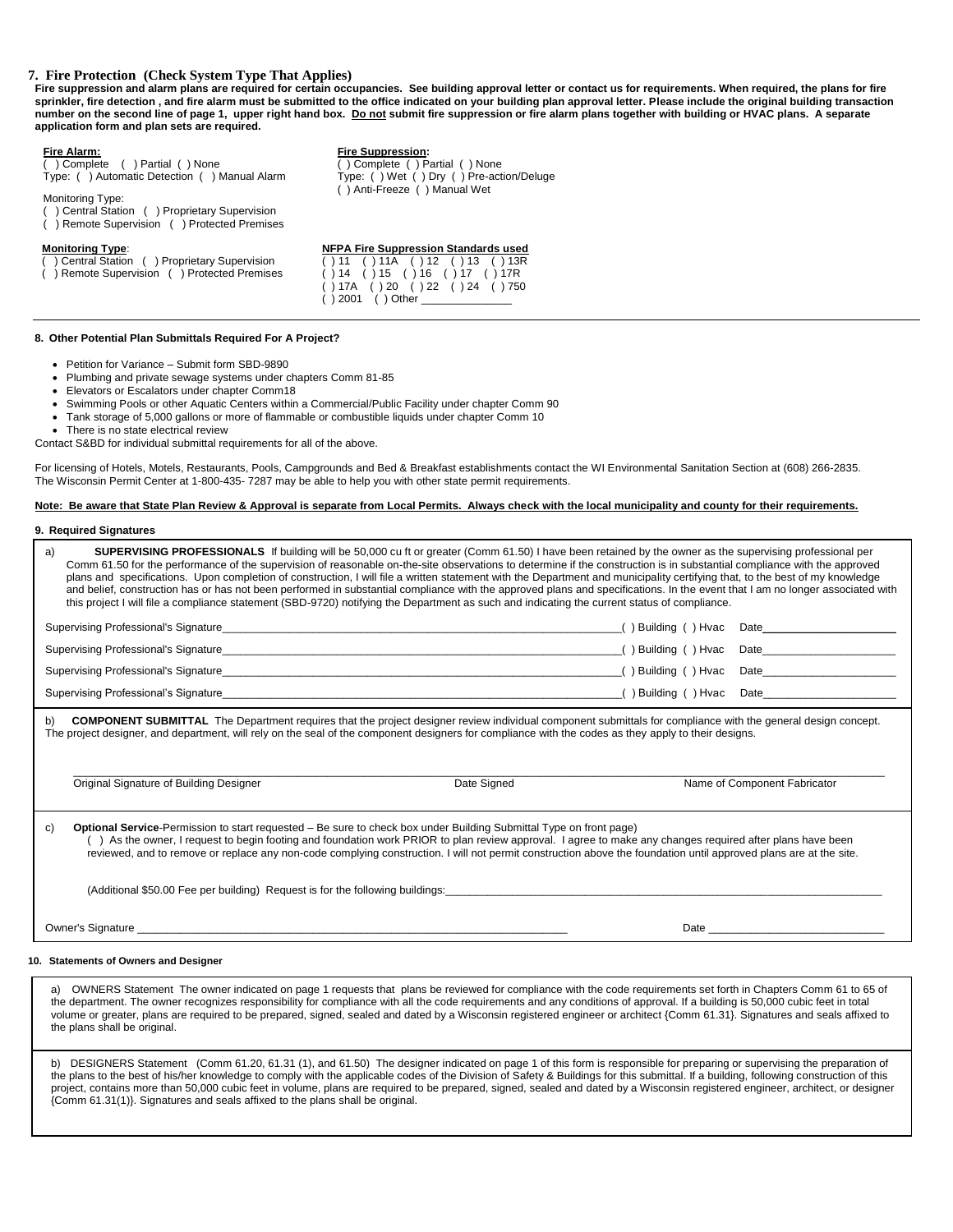## 7. Fire Protection (Check System Type That Applies)

**Fire suppression and alarm plans are required for certain occupancies. See building approval letter or contact us for requirements. When required, the plans for fire sprinkler, fire detection , and fire alarm must be submitted to the office indicated on your building plan approval letter. Please include the original building transaction number on the second line of page 1, upper right hand box. Do not submit fire suppression or fire alarm plans together with building or HVAC plans. A separate application form and plan sets are required.**

**Fire Alarm:**
( ) Complete ( ) Partial ( ) None
Type: ( ) Automatic Detection ( ) Manual Alarm

Monitoring Type:
( ) Central Station ( ) Proprietary Supervision
( ) Remote Supervision ( ) Protected Premises

**Fire Suppression:**
( ) Complete ( ) Partial ( ) None
Type: ( ) Wet ( ) Dry ( ) Pre-action/Deluge
( ) Anti-Freeze ( ) Manual Wet

**Monitoring Type:**
( ) Central Station ( ) Proprietary Supervision
( ) Remote Supervision ( ) Protected Premises

**NFPA Fire Suppression Standards used**
( ) 11 ( ) 11A ( ) 12 ( ) 13 ( ) 13R
( ) 14 ( ) 15 ( ) 16 ( ) 17 ( ) 17R
( ) 17A ( ) 20 ( ) 22 ( ) 24 ( ) 750
( ) 2001 ( ) Other _______________

---

### 8. Other Potential Plan Submittals Required For A Project?

- Petition for Variance – Submit form SBD-9890
- Plumbing and private sewage systems under chapters Comm 81-85
- Elevators or Escalators under chapter Comm18
- Swimming Pools or other Aquatic Centers within a Commercial/Public Facility under chapter Comm 90
- Tank storage of 5,000 gallons or more of flammable or combustible liquids under chapter Comm 10
- There is no state electrical review

Contact S&BD for individual submittal requirements for all of the above.

For licensing of Hotels, Motels, Restaurants, Pools, Campgrounds and Bed & Breakfast establishments contact the WI Environmental Sanitation Section at (608) 266-2835. The Wisconsin Permit Center at 1-800-435- 7287 may be able to help you with other state permit requirements.

**Note: Be aware that State Plan Review & Approval is separate from Local Permits. Always check with the local municipality and county for their requirements.**

### 9. Required Signatures

a) **SUPERVISING PROFESSIONALS** If building will be 50,000 cu ft or greater (Comm 61.50) I have been retained by the owner as the supervising professional per Comm 61.50 for the performance of the supervision of reasonable on-the-site observations to determine if the construction is in substantial compliance with the approved plans and specifications. Upon completion of construction, I will file a written statement with the Department and municipality certifying that, to the best of my knowledge and belief, construction has or has not been performed in substantial compliance with the approved plans and specifications. In the event that I am no longer associated with this project I will file a compliance statement (SBD-9720) notifying the Department as such and indicating the current status of compliance.

Supervising Professional's Signature______________________________ ( ) Building ( ) Hvac Date______________

Supervising Professional's Signature______________________________ ( ) Building ( ) Hvac Date______________

Supervising Professional's Signature______________________________ ( ) Building ( ) Hvac Date______________

Supervising Professional's Signature______________________________ ( ) Building ( ) Hvac Date______________

b) **COMPONENT SUBMITTAL** The Department requires that the project designer review individual component submittals for compliance with the general design concept. The project designer, and department, will rely on the seal of the component designers for compliance with the codes as they apply to their designs.

_______________________________________________________________________________

| Original Signature of Building Designer | Date Signed | Name of Component Fabricator |
|---|---|---|

c) **Optional Service**-Permission to start requested – Be sure to check box under Building Submittal Type on front page)
( ) As the owner, I request to begin footing and foundation work PRIOR to plan review approval. I agree to make any changes required after plans have been reviewed, and to remove or replace any non-code complying construction. I will not permit construction above the foundation until approved plans are at the site.

(Additional $50.00 Fee per building) Request is for the following buildings:______________________________

Owner's Signature ______________________________ Date ______________

### 10. Statements of Owners and Designer

a) OWNERS Statement The owner indicated on page 1 requests that plans be reviewed for compliance with the code requirements set forth in Chapters Comm 61 to 65 of the department. The owner recognizes responsibility for compliance with all the code requirements and any conditions of approval. If a building is 50,000 cubic feet in total volume or greater, plans are required to be prepared, signed, sealed and dated by a Wisconsin registered engineer or architect {Comm 61.31}. Signatures and seals affixed to the plans shall be original.

b) DESIGNERS Statement (Comm 61.20, 61.31 (1), and 61.50) The designer indicated on page 1 of this form is responsible for preparing or supervising the preparation of the plans to the best of his/her knowledge to comply with the applicable codes of the Division of Safety & Buildings for this submittal. If a building, following construction of this project, contains more than 50,000 cubic feet in volume, plans are required to be prepared, signed, sealed and dated by a Wisconsin registered engineer, architect, or designer {Comm 61.31(1)}. Signatures and seals affixed to the plans shall be original.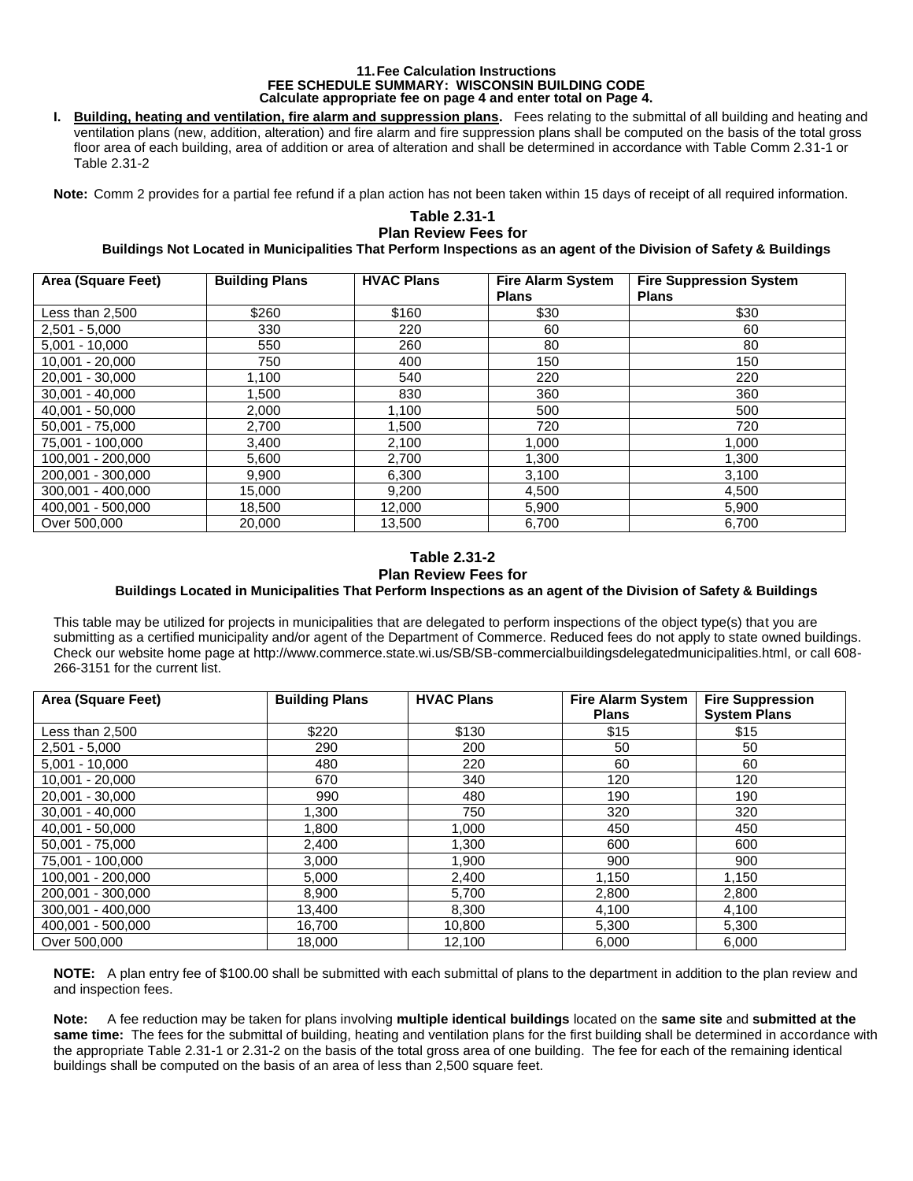**11. Fee Calculation Instructions**
**FEE SCHEDULE SUMMARY: WISCONSIN BUILDING CODE**
**Calculate appropriate fee on page 4 and enter total on Page 4.**

**I. Building, heating and ventilation, fire alarm and suppression plans.** Fees relating to the submittal of all building and heating and ventilation plans (new, addition, alteration) and fire alarm and fire suppression plans shall be computed on the basis of the total gross floor area of each building, area of addition or area of alteration and shall be determined in accordance with Table Comm 2.31-1 or Table 2.31-2

**Note:** Comm 2 provides for a partial fee refund if a plan action has not been taken within 15 days of receipt of all required information.

**Table 2.31-1**
**Plan Review Fees for**
**Buildings Not Located in Municipalities That Perform Inspections as an agent of the Division of Safety & Buildings**

| Area (Square Feet) | Building Plans | HVAC Plans | Fire Alarm System Plans | Fire Suppression System Plans |
|---|---|---|---|---|
| Less than 2,500 | $260 | $160 | $30 | $30 |
| 2,501 - 5,000 | 330 | 220 | 60 | 60 |
| 5,001 - 10,000 | 550 | 260 | 80 | 80 |
| 10,001 - 20,000 | 750 | 400 | 150 | 150 |
| 20,001 - 30,000 | 1,100 | 540 | 220 | 220 |
| 30,001 - 40,000 | 1,500 | 830 | 360 | 360 |
| 40,001 - 50,000 | 2,000 | 1,100 | 500 | 500 |
| 50,001 - 75,000 | 2,700 | 1,500 | 720 | 720 |
| 75,001 - 100,000 | 3,400 | 2,100 | 1,000 | 1,000 |
| 100,001 - 200,000 | 5,600 | 2,700 | 1,300 | 1,300 |
| 200,001 - 300,000 | 9,900 | 6,300 | 3,100 | 3,100 |
| 300,001 - 400,000 | 15,000 | 9,200 | 4,500 | 4,500 |
| 400,001 - 500,000 | 18,500 | 12,000 | 5,900 | 5,900 |
| Over 500,000 | 20,000 | 13,500 | 6,700 | 6,700 |

**Table 2.31-2**
**Plan Review Fees for**
**Buildings Located in Municipalities That Perform Inspections as an agent of the Division of Safety & Buildings**

This table may be utilized for projects in municipalities that are delegated to perform inspections of the object type(s) that you are submitting as a certified municipality and/or agent of the Department of Commerce. Reduced fees do not apply to state owned buildings. Check our website home page at http://www.commerce.state.wi.us/SB/SB-commercialbuildingsdelegatedmunicipalities.html, or call 608-266-3151 for the current list.

| Area (Square Feet) | Building Plans | HVAC Plans | Fire Alarm System Plans | Fire Suppression System Plans |
|---|---|---|---|---|
| Less than 2,500 | $220 | $130 | $15 | $15 |
| 2,501 - 5,000 | 290 | 200 | 50 | 50 |
| 5,001 - 10,000 | 480 | 220 | 60 | 60 |
| 10,001 - 20,000 | 670 | 340 | 120 | 120 |
| 20,001 - 30,000 | 990 | 480 | 190 | 190 |
| 30,001 - 40,000 | 1,300 | 750 | 320 | 320 |
| 40,001 - 50,000 | 1,800 | 1,000 | 450 | 450 |
| 50,001 - 75,000 | 2,400 | 1,300 | 600 | 600 |
| 75,001 - 100,000 | 3,000 | 1,900 | 900 | 900 |
| 100,001 - 200,000 | 5,000 | 2,400 | 1,150 | 1,150 |
| 200,001 - 300,000 | 8,900 | 5,700 | 2,800 | 2,800 |
| 300,001 - 400,000 | 13,400 | 8,300 | 4,100 | 4,100 |
| 400,001 - 500,000 | 16,700 | 10,800 | 5,300 | 5,300 |
| Over 500,000 | 18,000 | 12,100 | 6,000 | 6,000 |

**NOTE:** A plan entry fee of $100.00 shall be submitted with each submittal of plans to the department in addition to the plan review and and inspection fees.

**Note:** A fee reduction may be taken for plans involving **multiple identical buildings** located on the **same site** and **submitted at the same time:** The fees for the submittal of building, heating and ventilation plans for the first building shall be determined in accordance with the appropriate Table 2.31-1 or 2.31-2 on the basis of the total gross area of one building. The fee for each of the remaining identical buildings shall be computed on the basis of an area of less than 2,500 square feet.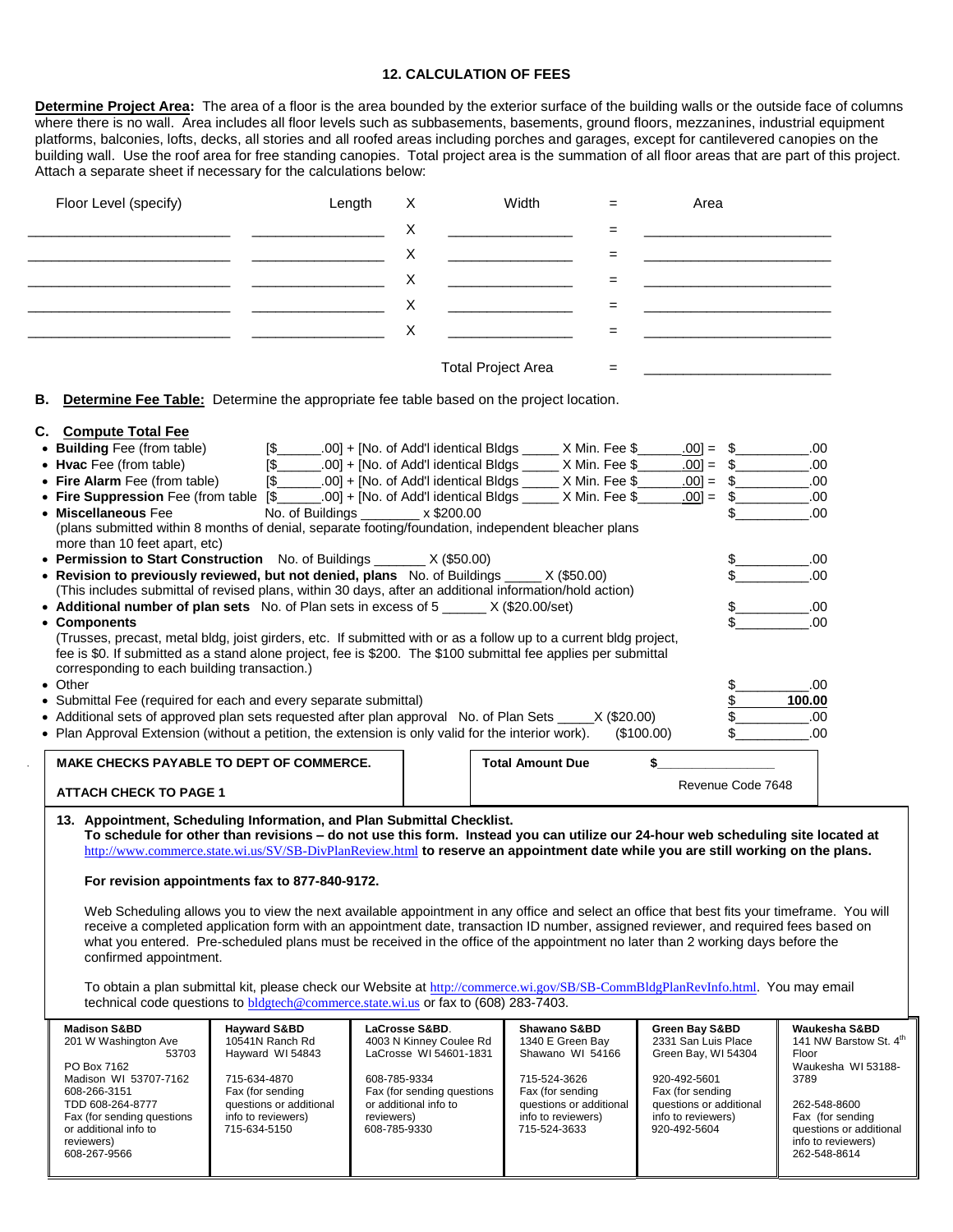## 12. CALCULATION OF FEES

**Determine Project Area:** The area of a floor is the area bounded by the exterior surface of the building walls or the outside face of columns where there is no wall. Area includes all floor levels such as subbasements, basements, ground floors, mezzanines, industrial equipment platforms, balconies, lofts, decks, all stories and all roofed areas including porches and garages, except for cantilevered canopies on the building wall. Use the roof area for free standing canopies. Total project area is the summation of all floor areas that are part of this project. Attach a separate sheet if necessary for the calculations below:

| Floor Level (specify) | Length | X | Width | = | Area |
|---|---|---|---|---|---|
| ______________ | ______________ | X | ______________ | = | ______________ |
| ______________ | ______________ | X | ______________ | = | ______________ |
| ______________ | ______________ | X | ______________ | = | ______________ |
| ______________ | ______________ | X | ______________ | = | ______________ |
| ______________ | ______________ | X | ______________ | = | ______________ |
| | | | Total Project Area | = | ______________ |

**B. Determine Fee Table:** Determine the appropriate fee table based on the project location.

**C. Compute Total Fee**

- **Building** Fee (from table) [$______.00] + [No. of Add'l identical Bldgs _____ X Min. Fee $______.00] = $__________.00
- **Hvac** Fee (from table) [$______.00] + [No. of Add'l identical Bldgs _____ X Min. Fee $______.00] = $__________.00
- **Fire Alarm** Fee (from table) [$______.00] + [No. of Add'l identical Bldgs _____ X Min. Fee $______.00] = $__________.00
- **Fire Suppression** Fee (from table [$______.00] + [No. of Add'l identical Bldgs _____ X Min. Fee $______.00] = $__________.00
- **Miscellaneous** Fee No. of Buildings ________ x $200.00 $__________.00
  (plans submitted within 8 months of denial, separate footing/foundation, independent bleacher plans more than 10 feet apart, etc)
- **Permission to Start Construction** No. of Buildings _______ X ($50.00) $__________.00
- **Revision to previously reviewed, but not denied, plans** No. of Buildings _____ X ($50.00) $__________.00
  (This includes submittal of revised plans, within 30 days, after an additional information/hold action)
- **Additional number of plan sets** No. of Plan sets in excess of 5 ______ X ($20.00/set) $__________.00
- **Components** $__________.00
  (Trusses, precast, metal bldg, joist girders, etc. If submitted with or as a follow up to a current bldg project, fee is $0. If submitted as a stand alone project, fee is $200. The $100 submittal fee applies per submittal corresponding to each building transaction.)
- Other $__________.00
- Submittal Fee (required for each and every separate submittal) $ **100.00**
- Additional sets of approved plan sets requested after plan approval No. of Plan Sets _____X ($20.00) $__________.00
- Plan Approval Extension (without a petition, the extension is only valid for the interior work). ($100.00) $__________.00

| | |
|---|---|
| **MAKE CHECKS PAYABLE TO DEPT OF COMMERCE.** | **Total Amount Due** $________________ |
| **ATTACH CHECK TO PAGE 1** | Revenue Code 7648 |

**13. Appointment, Scheduling Information, and Plan Submittal Checklist.**

**To schedule for other than revisions – do not use this form. Instead you can utilize our 24-hour web scheduling site located at** http://www.commerce.state.wi.us/SV/SB-DivPlanReview.html **to reserve an appointment date while you are still working on the plans.**

**For revision appointments fax to 877-840-9172.**

Web Scheduling allows you to view the next available appointment in any office and select an office that best fits your timeframe. You will receive a completed application form with an appointment date, transaction ID number, assigned reviewer, and required fees based on what you entered. Pre-scheduled plans must be received in the office of the appointment no later than 2 working days before the confirmed appointment.

To obtain a plan submittal kit, please check our Website at http://commerce.wi.gov/SB/SB-CommBldgPlanRevInfo.html. You may email technical code questions to bldgtech@commerce.state.wi.us or fax to (608) 283-7403.

| **Madison S&BD** | **Hayward S&BD** | **LaCrosse S&BD.** | **Shawano S&BD** | **Green Bay S&BD** | **Waukesha S&BD** |
|---|---|---|---|---|---|
| 201 W Washington Ave 53703<br>PO Box 7162<br>Madison WI 53707-7162<br>608-266-3151<br>TDD 608-264-8777<br>Fax (for sending questions or additional info to reviewers)<br>608-267-9566 | 10541N Ranch Rd<br>Hayward WI 54843<br>715-634-4870<br>Fax (for sending questions or additional info to reviewers)<br>715-634-5150 | 4003 N Kinney Coulee Rd<br>LaCrosse WI 54601-1831<br>608-785-9334<br>Fax (for sending questions or additional info to reviewers)<br>608-785-9330 | 1340 E Green Bay<br>Shawano WI 54166<br>715-524-3626<br>Fax (for sending questions or additional info to reviewers)<br>715-524-3633 | 2331 San Luis Place<br>Green Bay, WI 54304<br>920-492-5601<br>Fax (for sending questions or additional info to reviewers)<br>920-492-5604 | 141 NW Barstow St. 4th Floor<br>Waukesha WI 53188-3789<br>262-548-8600<br>Fax (for sending questions or additional info to reviewers)<br>262-548-8614 |